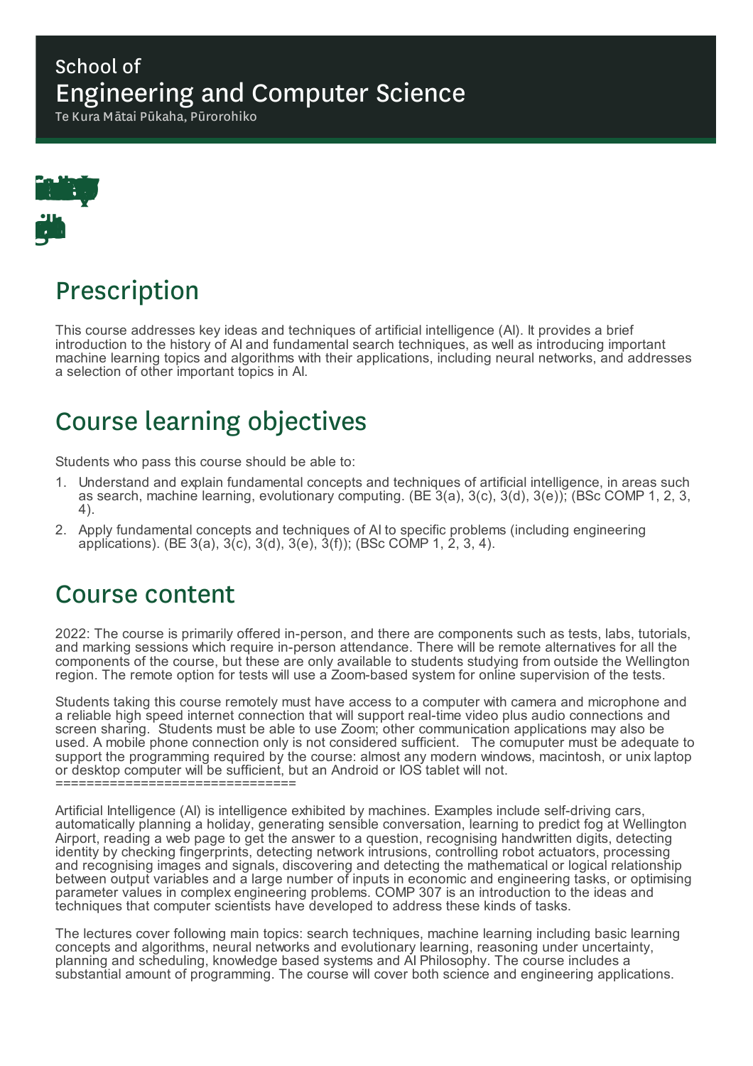# School of Engineering and Computer Science

Te Kura Mātai Pūkaha, Pūrorohiko

## Prescription

This course addresses key ideas and techniques of artificial intelligence (AI). It provides a brief introduction to the history of AI and fundamental search techniques, as well as introducing important machine learning topics and algorithms with their applications, including neural networks, and addresses a selection of other important topics in AI.

## Course learning objectives

Students who pass this course should be able to:

1. Understand and explain fundamental concepts and techniques of artificial intelligence, in areas such as search, machine learning, evolutionary computing. (BE 3(a), 3(c), 3(d), 3(e)); (BSc COMP 1, 2, 3, 4).
2. Apply fundamental concepts and techniques of AI to specific problems (including engineering applications). (BE 3(a), 3(c), 3(d), 3(e), 3(f)); (BSc COMP 1, 2, 3, 4).

## Course content

2022: The course is primarily offered in-person, and there are components such as tests, labs, tutorials, and marking sessions which require in-person attendance. There will be remote alternatives for all the components of the course, but these are only available to students studying from outside the Wellington region. The remote option for tests will use a Zoom-based system for online supervision of the tests.

Students taking this course remotely must have access to a computer with camera and microphone and a reliable high speed internet connection that will support real-time video plus audio connections and screen sharing. Students must be able to use Zoom; other communication applications may also be used. A mobile phone connection only is not considered sufficient. The comuputer must be adequate to support the programming required by the course: almost any modern windows, macintosh, or unix laptop or desktop computer will be sufficient, but an Android or IOS tablet will not.
===============================

Artificial Intelligence (AI) is intelligence exhibited by machines. Examples include self-driving cars, automatically planning a holiday, generating sensible conversation, learning to predict fog at Wellington Airport, reading a web page to get the answer to a question, recognising handwritten digits, detecting identity by checking fingerprints, detecting network intrusions, controlling robot actuators, processing and recognising images and signals, discovering and detecting the mathematical or logical relationship between output variables and a large number of inputs in economic and engineering tasks, or optimising parameter values in complex engineering problems. COMP 307 is an introduction to the ideas and techniques that computer scientists have developed to address these kinds of tasks.

The lectures cover following main topics: search techniques, machine learning including basic learning concepts and algorithms, neural networks and evolutionary learning, reasoning under uncertainty, planning and scheduling, knowledge based systems and AI Philosophy. The course includes a substantial amount of programming. The course will cover both science and engineering applications.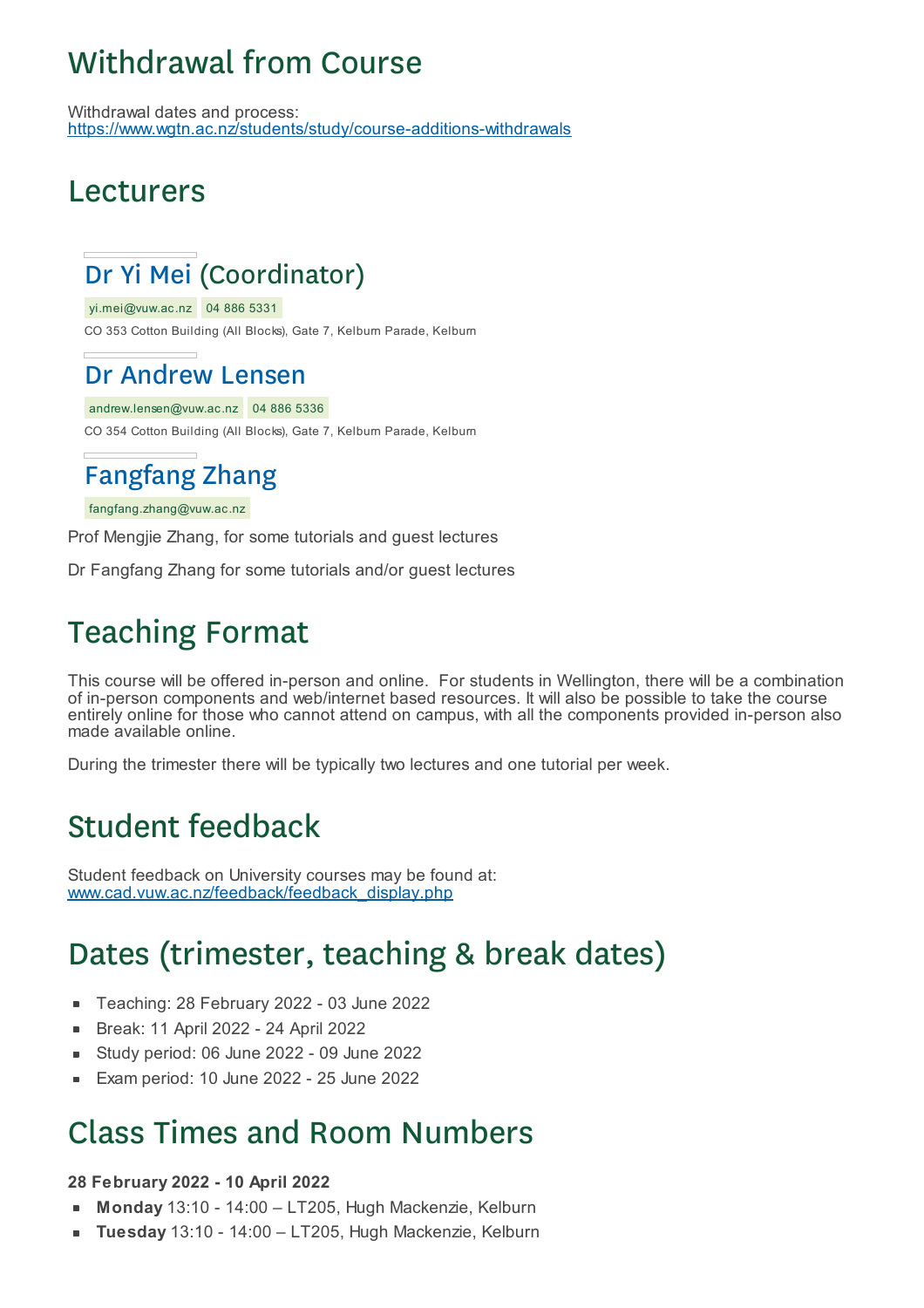# Withdrawal from Course

Withdrawal dates and process:
https://www.wgtn.ac.nz/students/study/course-additions-withdrawals

# Lecturers

## Dr Yi Mei (Coordinator)

yi.mei@vuw.ac.nz 04 886 5331

CO 353 Cotton Building (All Blocks), Gate 7, Kelburn Parade, Kelburn

## Dr Andrew Lensen

andrew.lensen@vuw.ac.nz 04 886 5336

CO 354 Cotton Building (All Blocks), Gate 7, Kelburn Parade, Kelburn

## Fangfang Zhang

fangfang.zhang@vuw.ac.nz

Prof Mengjie Zhang, for some tutorials and guest lectures

Dr Fangfang Zhang for some tutorials and/or guest lectures

# Teaching Format

This course will be offered in-person and online. For students in Wellington, there will be a combination of in-person components and web/internet based resources. It will also be possible to take the course entirely online for those who cannot attend on campus, with all the components provided in-person also made available online.

During the trimester there will be typically two lectures and one tutorial per week.

# Student feedback

Student feedback on University courses may be found at:
www.cad.vuw.ac.nz/feedback/feedback_display.php

# Dates (trimester, teaching & break dates)

- Teaching: 28 February 2022 - 03 June 2022
- Break: 11 April 2022 - 24 April 2022
- Study period: 06 June 2022 - 09 June 2022
- Exam period: 10 June 2022 - 25 June 2022

# Class Times and Room Numbers

**28 February 2022 - 10 April 2022**

- **Monday** 13:10 - 14:00 – LT205, Hugh Mackenzie, Kelburn
- **Tuesday** 13:10 - 14:00 – LT205, Hugh Mackenzie, Kelburn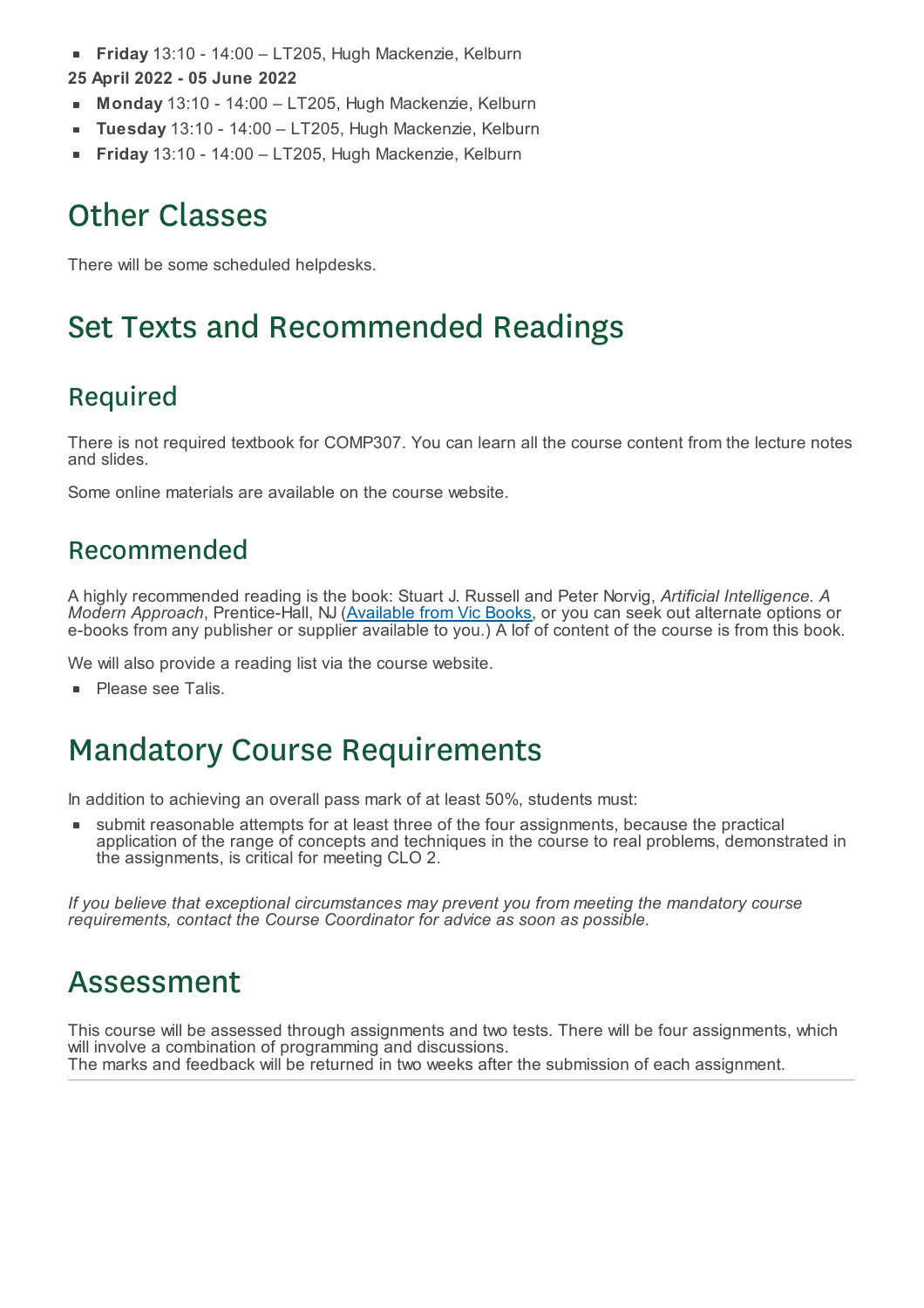- **Friday** 13:10 - 14:00 – LT205, Hugh Mackenzie, Kelburn

**25 April 2022 - 05 June 2022**

- **Monday** 13:10 - 14:00 – LT205, Hugh Mackenzie, Kelburn
- **Tuesday** 13:10 - 14:00 – LT205, Hugh Mackenzie, Kelburn
- **Friday** 13:10 - 14:00 – LT205, Hugh Mackenzie, Kelburn

# Other Classes

There will be some scheduled helpdesks.

# Set Texts and Recommended Readings

## Required

There is not required textbook for COMP307. You can learn all the course content from the lecture notes and slides.

Some online materials are available on the course website.

## Recommended

A highly recommended reading is the book: Stuart J. Russell and Peter Norvig, *Artificial Intelligence. A Modern Approach*, Prentice-Hall, NJ (Available from Vic Books, or you can seek out alternate options or e-books from any publisher or supplier available to you.) A lof of content of the course is from this book.

We will also provide a reading list via the course website.

- Please see Talis.

# Mandatory Course Requirements

In addition to achieving an overall pass mark of at least 50%, students must:

- submit reasonable attempts for at least three of the four assignments, because the practical application of the range of concepts and techniques in the course to real problems, demonstrated in the assignments, is critical for meeting CLO 2.

*If you believe that exceptional circumstances may prevent you from meeting the mandatory course requirements, contact the Course Coordinator for advice as soon as possible.*

# Assessment

This course will be assessed through assignments and two tests. There will be four assignments, which will involve a combination of programming and discussions.
The marks and feedback will be returned in two weeks after the submission of each assignment.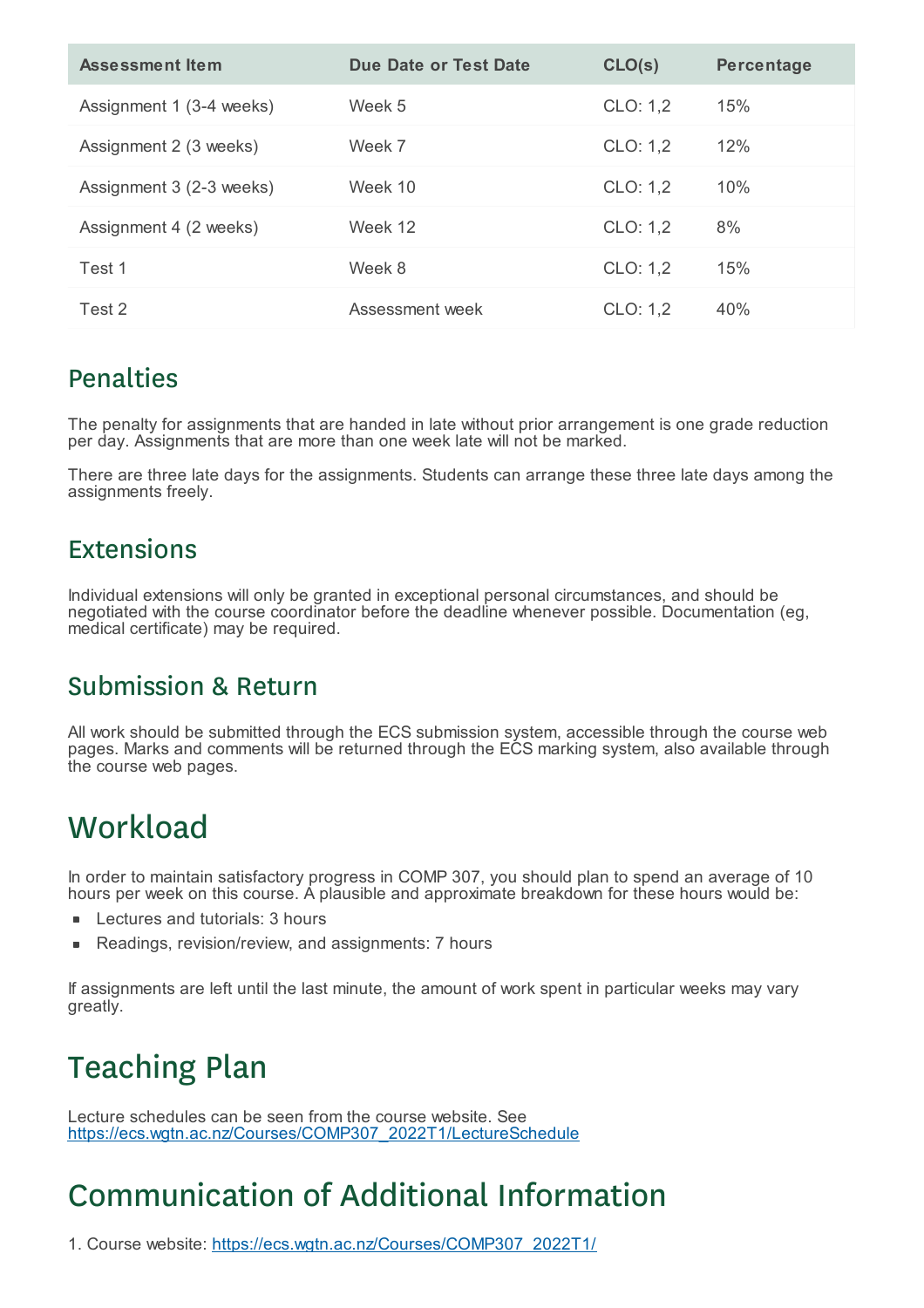| Assessment Item | Due Date or Test Date | CLO(s) | Percentage |
|---|---|---|---|
| Assignment 1 (3-4 weeks) | Week 5 | CLO: 1,2 | 15% |
| Assignment 2 (3 weeks) | Week 7 | CLO: 1,2 | 12% |
| Assignment 3 (2-3 weeks) | Week 10 | CLO: 1,2 | 10% |
| Assignment 4 (2 weeks) | Week 12 | CLO: 1,2 | 8% |
| Test 1 | Week 8 | CLO: 1,2 | 15% |
| Test 2 | Assessment week | CLO: 1,2 | 40% |

## Penalties

The penalty for assignments that are handed in late without prior arrangement is one grade reduction per day. Assignments that are more than one week late will not be marked.

There are three late days for the assignments. Students can arrange these three late days among the assignments freely.

## Extensions

Individual extensions will only be granted in exceptional personal circumstances, and should be negotiated with the course coordinator before the deadline whenever possible. Documentation (eg, medical certificate) may be required.

## Submission & Return

All work should be submitted through the ECS submission system, accessible through the course web pages. Marks and comments will be returned through the ECS marking system, also available through the course web pages.

# Workload

In order to maintain satisfactory progress in COMP 307, you should plan to spend an average of 10 hours per week on this course. A plausible and approximate breakdown for these hours would be:

- Lectures and tutorials: 3 hours
- Readings, revision/review, and assignments: 7 hours

If assignments are left until the last minute, the amount of work spent in particular weeks may vary greatly.

# Teaching Plan

Lecture schedules can be seen from the course website. See https://ecs.wgtn.ac.nz/Courses/COMP307_2022T1/LectureSchedule

# Communication of Additional Information

1. Course website: https://ecs.wgtn.ac.nz/Courses/COMP307_2022T1/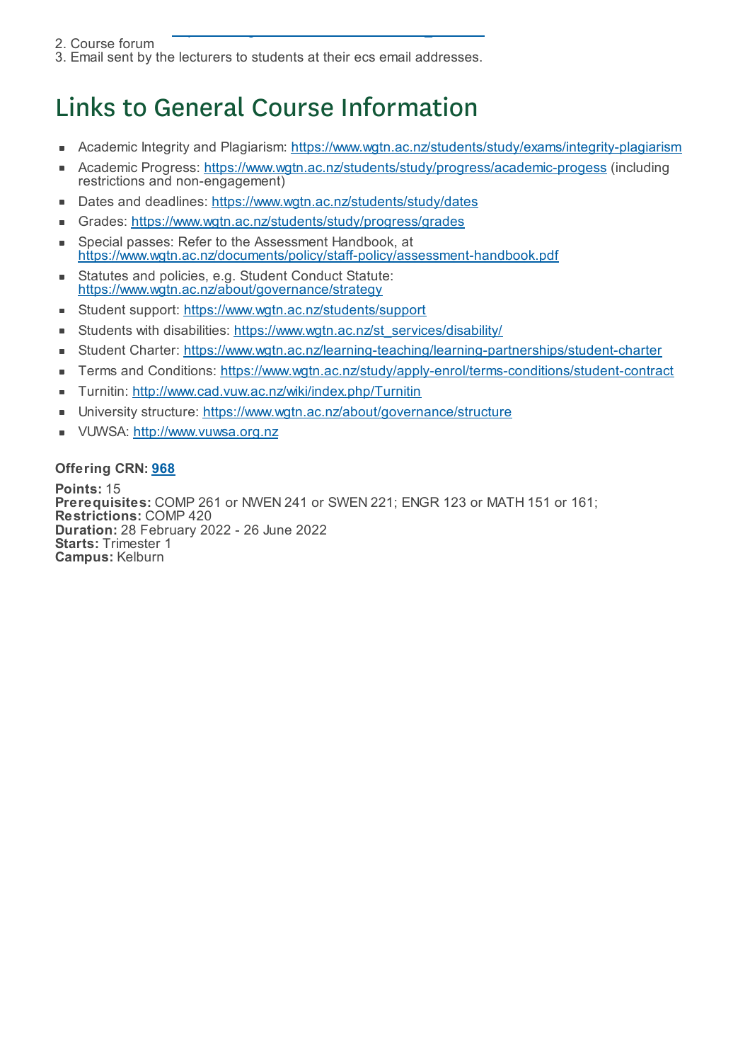2. Course forum
3. Email sent by the lecturers to students at their ecs email addresses.

## Links to General Course Information

- Academic Integrity and Plagiarism: https://www.wgtn.ac.nz/students/study/exams/integrity-plagiarism
- Academic Progress: https://www.wgtn.ac.nz/students/study/progress/academic-progess (including restrictions and non-engagement)
- Dates and deadlines: https://www.wgtn.ac.nz/students/study/dates
- Grades: https://www.wgtn.ac.nz/students/study/progress/grades
- Special passes: Refer to the Assessment Handbook, at https://www.wgtn.ac.nz/documents/policy/staff-policy/assessment-handbook.pdf
- Statutes and policies, e.g. Student Conduct Statute: https://www.wgtn.ac.nz/about/governance/strategy
- Student support: https://www.wgtn.ac.nz/students/support
- Students with disabilities: https://www.wgtn.ac.nz/st_services/disability/
- Student Charter: https://www.wgtn.ac.nz/learning-teaching/learning-partnerships/student-charter
- Terms and Conditions: https://www.wgtn.ac.nz/study/apply-enrol/terms-conditions/student-contract
- Turnitin: http://www.cad.vuw.ac.nz/wiki/index.php/Turnitin
- University structure: https://www.wgtn.ac.nz/about/governance/structure
- VUWSA: http://www.vuwsa.org.nz

**Offering CRN: 968**

**Points:** 15
**Prerequisites:** COMP 261 or NWEN 241 or SWEN 221; ENGR 123 or MATH 151 or 161;
**Restrictions:** COMP 420
**Duration:** 28 February 2022 - 26 June 2022
**Starts:** Trimester 1
**Campus:** Kelburn